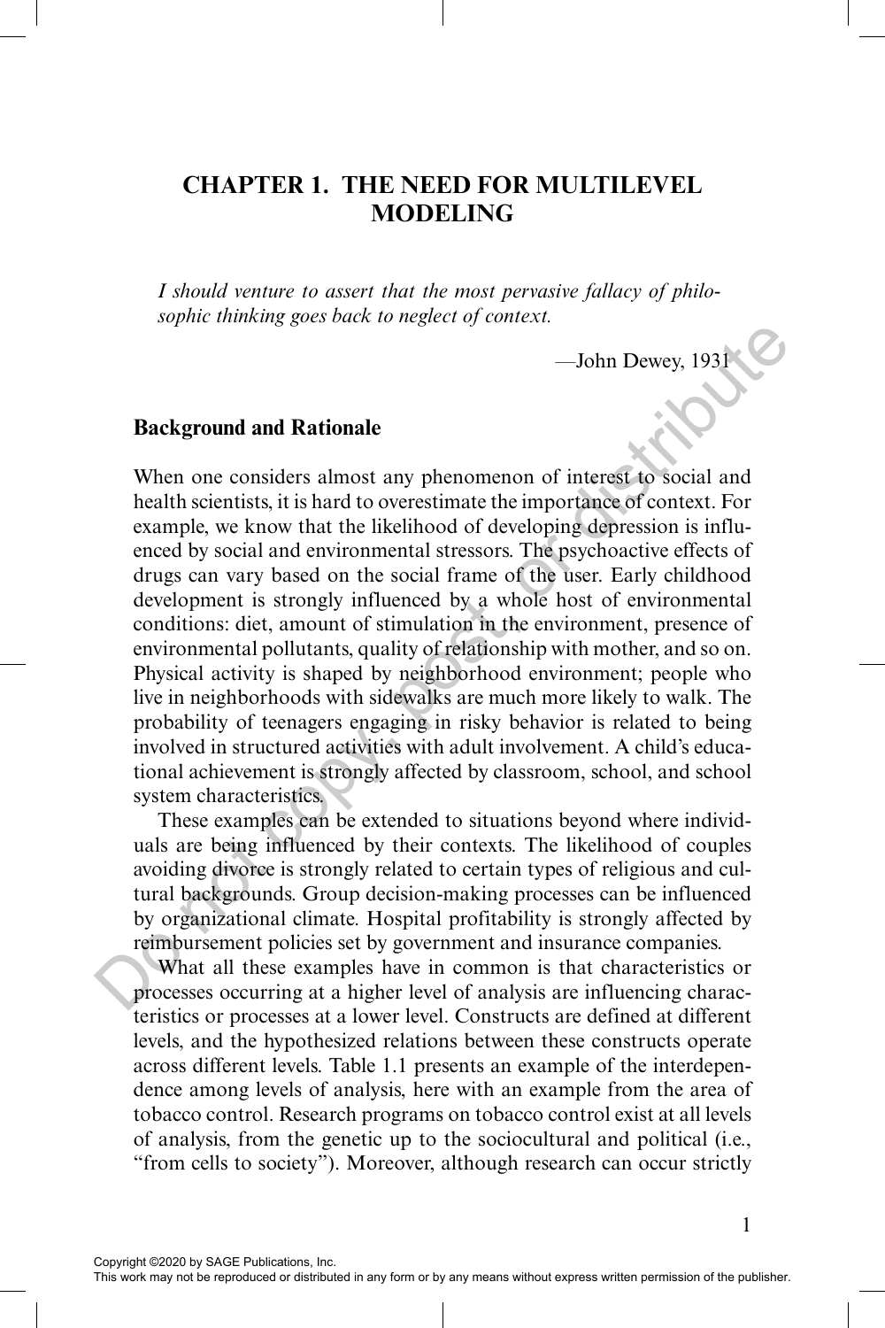# CHAPTER 1. THE NEED FOR MULTILEVEL MODELING

*I should venture to assert that the most pervasive fallacy of philosophic thinking goes back to neglect of context.*

—John Dewey, 1931

## Background and Rationale

When one considers almost any phenomenon of interest to social and health scientists, it is hard to overestimate the importance of context. For example, we know that the likelihood of developing depression is influenced by social and environmental stressors. The psychoactive effects of drugs can vary based on the social frame of the user. Early childhood development is strongly influenced by a whole host of environmental conditions: diet, amount of stimulation in the environment, presence of environmental pollutants, quality of relationship with mother, and so on. Physical activity is shaped by neighborhood environment; people who live in neighborhoods with sidewalks are much more likely to walk. The probability of teenagers engaging in risky behavior is related to being involved in structured activities with adult involvement. A child's educational achievement is strongly affected by classroom, school, and school system characteristics.

These examples can be extended to situations beyond where individuals are being influenced by their contexts. The likelihood of couples avoiding divorce is strongly related to certain types of religious and cultural backgrounds. Group decision-making processes can be influenced by organizational climate. Hospital profitability is strongly affected by reimbursement policies set by government and insurance companies.

What all these examples have in common is that characteristics or processes occurring at a higher level of analysis are influencing characteristics or processes at a lower level. Constructs are defined at different levels, and the hypothesized relations between these constructs operate across different levels. Table 1.1 presents an example of the interdependence among levels of analysis, here with an example from the area of tobacco control. Research programs on tobacco control exist at all levels of analysis, from the genetic up to the sociocultural and political (i.e., "from cells to society"). Moreover, although research can occur strictly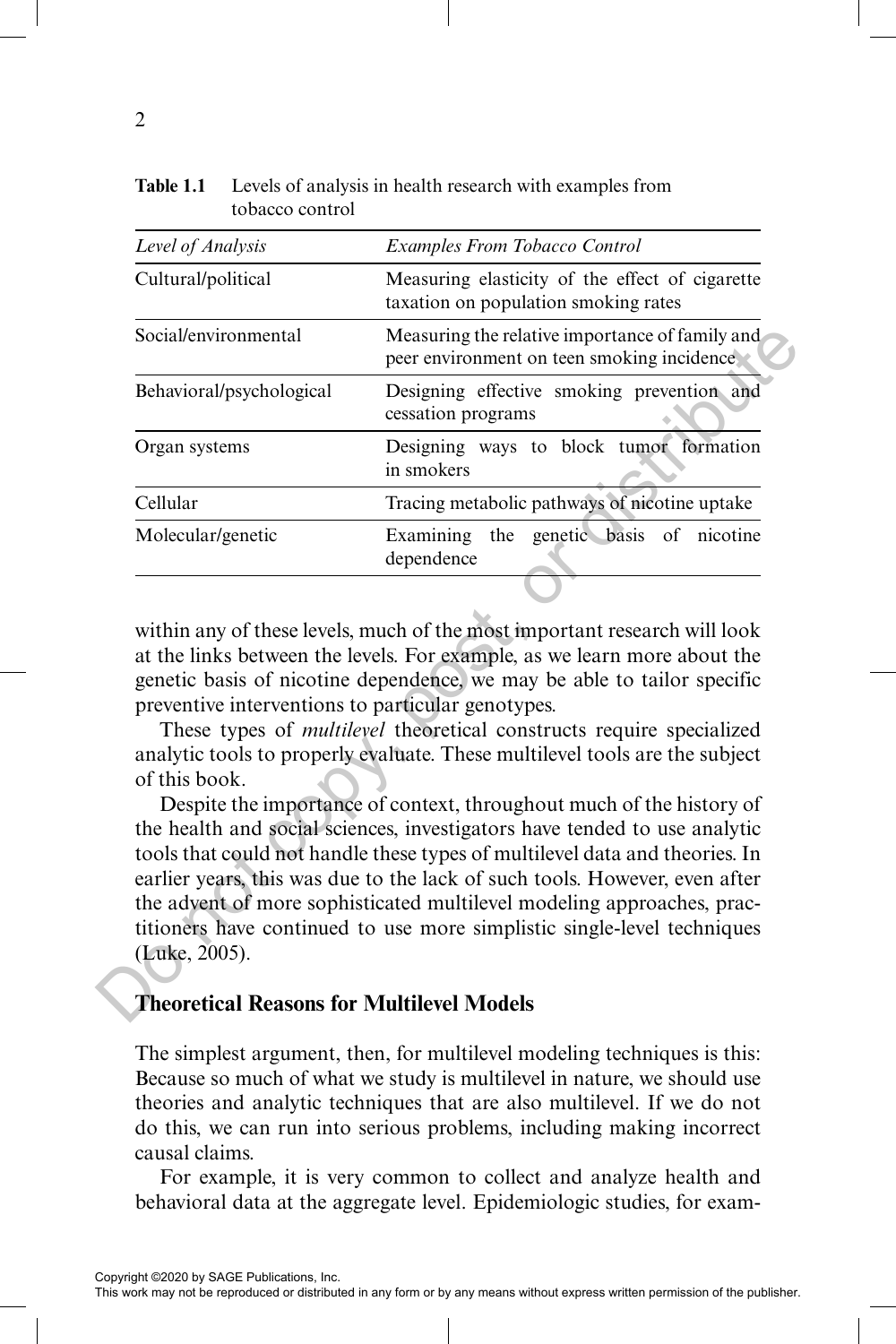**Table 1.1** Levels of analysis in health research with examples from tobacco control

| *Level of Analysis* | *Examples From Tobacco Control* |
|---|---|
| Cultural/political | Measuring elasticity of the effect of cigarette taxation on population smoking rates |
| Social/environmental | Measuring the relative importance of family and peer environment on teen smoking incidence |
| Behavioral/psychological | Designing effective smoking prevention and cessation programs |
| Organ systems | Designing ways to block tumor formation in smokers |
| Cellular | Tracing metabolic pathways of nicotine uptake |
| Molecular/genetic | Examining the genetic basis of nicotine dependence |

within any of these levels, much of the most important research will look at the links between the levels. For example, as we learn more about the genetic basis of nicotine dependence, we may be able to tailor specific preventive interventions to particular genotypes.

These types of *multilevel* theoretical constructs require specialized analytic tools to properly evaluate. These multilevel tools are the subject of this book.

Despite the importance of context, throughout much of the history of the health and social sciences, investigators have tended to use analytic tools that could not handle these types of multilevel data and theories. In earlier years, this was due to the lack of such tools. However, even after the advent of more sophisticated multilevel modeling approaches, practitioners have continued to use more simplistic single-level techniques (Luke, 2005).

## Theoretical Reasons for Multilevel Models

The simplest argument, then, for multilevel modeling techniques is this: Because so much of what we study is multilevel in nature, we should use theories and analytic techniques that are also multilevel. If we do not do this, we can run into serious problems, including making incorrect causal claims.

For example, it is very common to collect and analyze health and behavioral data at the aggregate level. Epidemiologic studies, for exam-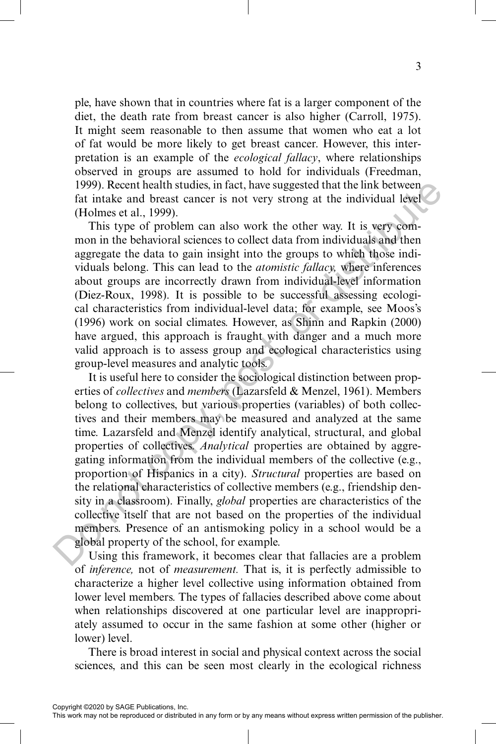ple, have shown that in countries where fat is a larger component of the diet, the death rate from breast cancer is also higher (Carroll, 1975). It might seem reasonable to then assume that women who eat a lot of fat would be more likely to get breast cancer. However, this interpretation is an example of the *ecological fallacy*, where relationships observed in groups are assumed to hold for individuals (Freedman, 1999). Recent health studies, in fact, have suggested that the link between fat intake and breast cancer is not very strong at the individual level (Holmes et al., 1999).

This type of problem can also work the other way. It is very common in the behavioral sciences to collect data from individuals and then aggregate the data to gain insight into the groups to which those individuals belong. This can lead to the *atomistic fallacy,* where inferences about groups are incorrectly drawn from individual-level information (Diez-Roux, 1998). It is possible to be successful assessing ecological characteristics from individual-level data; for example, see Moos's (1996) work on social climates. However, as Shinn and Rapkin (2000) have argued, this approach is fraught with danger and a much more valid approach is to assess group and ecological characteristics using group-level measures and analytic tools.

It is useful here to consider the sociological distinction between properties of *collectives* and *members* (Lazarsfeld & Menzel, 1961). Members belong to collectives, but various properties (variables) of both collectives and their members may be measured and analyzed at the same time. Lazarsfeld and Menzel identify analytical, structural, and global properties of collectives. *Analytical* properties are obtained by aggregating information from the individual members of the collective (e.g., proportion of Hispanics in a city). *Structural* properties are based on the relational characteristics of collective members (e.g., friendship density in a classroom). Finally, *global* properties are characteristics of the collective itself that are not based on the properties of the individual members. Presence of an antismoking policy in a school would be a global property of the school, for example.

Using this framework, it becomes clear that fallacies are a problem of *inference,* not of *measurement.* That is, it is perfectly admissible to characterize a higher level collective using information obtained from lower level members. The types of fallacies described above come about when relationships discovered at one particular level are inappropriately assumed to occur in the same fashion at some other (higher or lower) level.

There is broad interest in social and physical context across the social sciences, and this can be seen most clearly in the ecological richness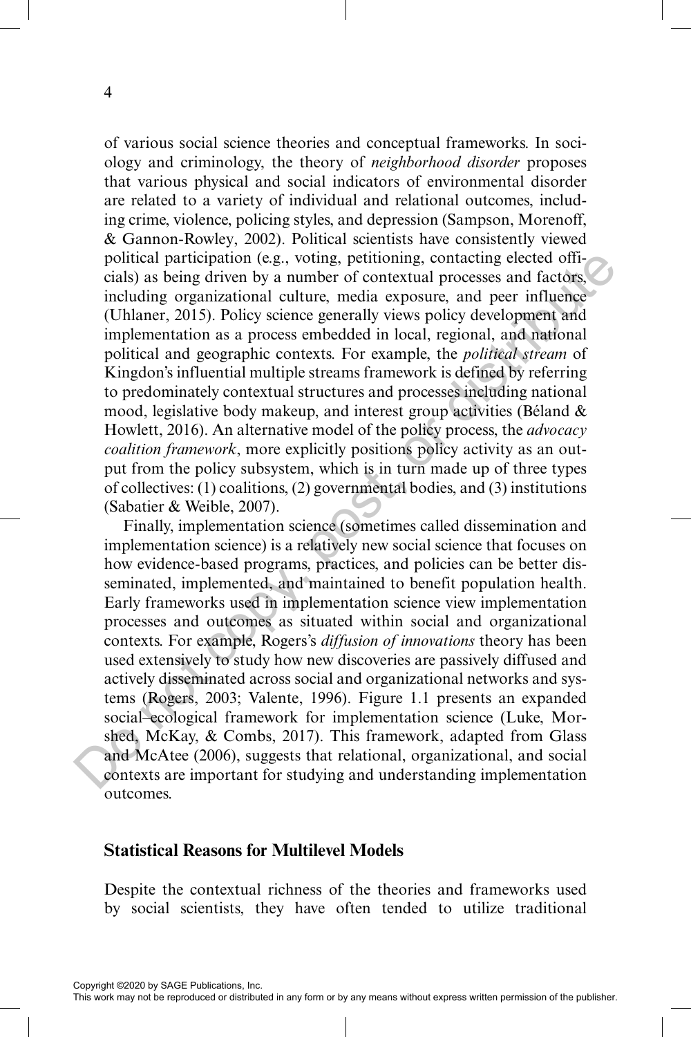of various social science theories and conceptual frameworks. In sociology and criminology, the theory of *neighborhood disorder* proposes that various physical and social indicators of environmental disorder are related to a variety of individual and relational outcomes, including crime, violence, policing styles, and depression (Sampson, Morenoff, & Gannon-Rowley, 2002). Political scientists have consistently viewed political participation (e.g., voting, petitioning, contacting elected officials) as being driven by a number of contextual processes and factors, including organizational culture, media exposure, and peer influence (Uhlaner, 2015). Policy science generally views policy development and implementation as a process embedded in local, regional, and national political and geographic contexts. For example, the *political stream* of Kingdon's influential multiple streams framework is defined by referring to predominately contextual structures and processes including national mood, legislative body makeup, and interest group activities (Béland & Howlett, 2016). An alternative model of the policy process, the *advocacy coalition framework*, more explicitly positions policy activity as an output from the policy subsystem, which is in turn made up of three types of collectives: (1) coalitions, (2) governmental bodies, and (3) institutions (Sabatier & Weible, 2007).

Finally, implementation science (sometimes called dissemination and implementation science) is a relatively new social science that focuses on how evidence-based programs, practices, and policies can be better disseminated, implemented, and maintained to benefit population health. Early frameworks used in implementation science view implementation processes and outcomes as situated within social and organizational contexts. For example, Rogers's *diffusion of innovations* theory has been used extensively to study how new discoveries are passively diffused and actively disseminated across social and organizational networks and systems (Rogers, 2003; Valente, 1996). Figure 1.1 presents an expanded social–ecological framework for implementation science (Luke, Morshed, McKay, & Combs, 2017). This framework, adapted from Glass and McAtee (2006), suggests that relational, organizational, and social contexts are important for studying and understanding implementation outcomes.

## Statistical Reasons for Multilevel Models

Despite the contextual richness of the theories and frameworks used by social scientists, they have often tended to utilize traditional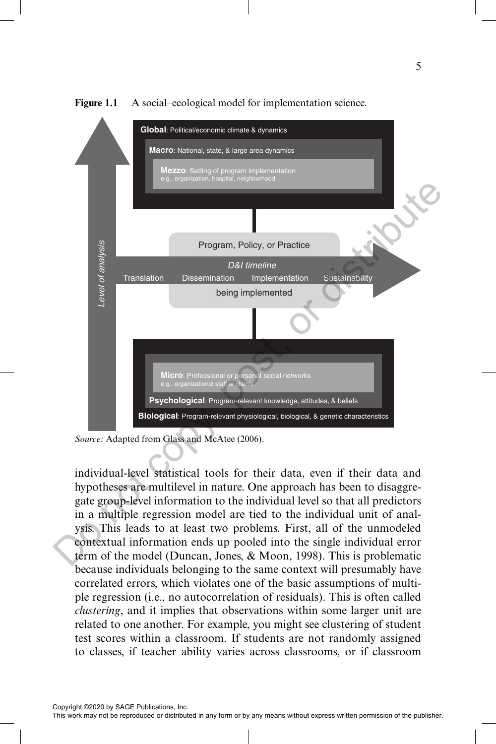**Figure 1.1** A social–ecological model for implementation science.

Global: Political/economic climate & dynamics

Macro: National, state, & large area dynamics

Mezzo: Setting of program implementation
e.g., organization, hospital, neighborhood

Program, Policy, or Practice

D&I timeline

Translation Dissemination Implementation Sustainability

being implemented

Level of analysis

Micro: Professional or personal social networks
e.g., organizational staff or clients

Psychological: Program-relevant knowledge, attitudes, & beliefs

Biological: Program-relevant physiological, biological, & genetic characteristics

*Source:* Adapted from Glass and McAtee (2006).

individual-level statistical tools for their data, even if their data and hypotheses are multilevel in nature. One approach has been to disaggregate group-level information to the individual level so that all predictors in a multiple regression model are tied to the individual unit of analysis. This leads to at least two problems. First, all of the unmodeled contextual information ends up pooled into the single individual error term of the model (Duncan, Jones, & Moon, 1998). This is problematic because individuals belonging to the same context will presumably have correlated errors, which violates one of the basic assumptions of multiple regression (i.e., no autocorrelation of residuals). This is often called *clustering*, and it implies that observations within some larger unit are related to one another. For example, you might see clustering of student test scores within a classroom. If students are not randomly assigned to classes, if teacher ability varies across classrooms, or if classroom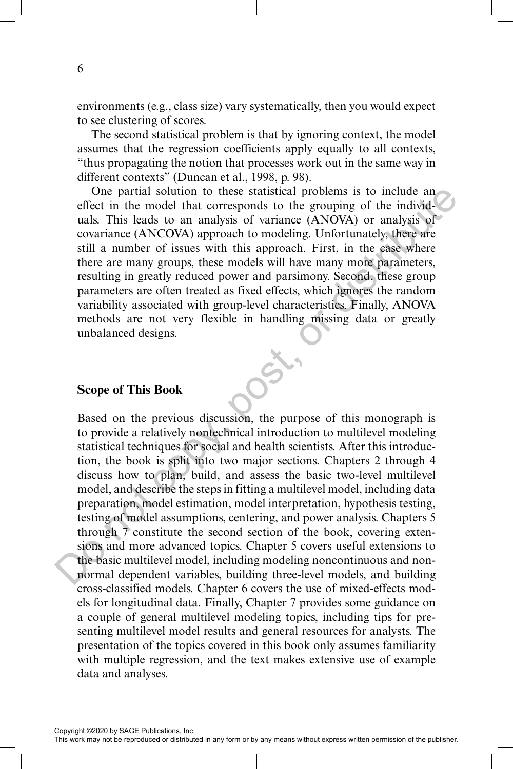environments (e.g., class size) vary systematically, then you would expect to see clustering of scores.

The second statistical problem is that by ignoring context, the model assumes that the regression coefficients apply equally to all contexts, "thus propagating the notion that processes work out in the same way in different contexts" (Duncan et al., 1998, p. 98).

One partial solution to these statistical problems is to include an effect in the model that corresponds to the grouping of the individuals. This leads to an analysis of variance (ANOVA) or analysis of covariance (ANCOVA) approach to modeling. Unfortunately, there are still a number of issues with this approach. First, in the case where there are many groups, these models will have many more parameters, resulting in greatly reduced power and parsimony. Second, these group parameters are often treated as fixed effects, which ignores the random variability associated with group-level characteristics. Finally, ANOVA methods are not very flexible in handling missing data or greatly unbalanced designs.

## Scope of This Book

Based on the previous discussion, the purpose of this monograph is to provide a relatively nontechnical introduction to multilevel modeling statistical techniques for social and health scientists. After this introduction, the book is split into two major sections. Chapters 2 through 4 discuss how to plan, build, and assess the basic two-level multilevel model, and describe the steps in fitting a multilevel model, including data preparation, model estimation, model interpretation, hypothesis testing, testing of model assumptions, centering, and power analysis. Chapters 5 through 7 constitute the second section of the book, covering extensions and more advanced topics. Chapter 5 covers useful extensions to the basic multilevel model, including modeling noncontinuous and nonnormal dependent variables, building three-level models, and building cross-classified models. Chapter 6 covers the use of mixed-effects models for longitudinal data. Finally, Chapter 7 provides some guidance on a couple of general multilevel modeling topics, including tips for presenting multilevel model results and general resources for analysts. The presentation of the topics covered in this book only assumes familiarity with multiple regression, and the text makes extensive use of example data and analyses.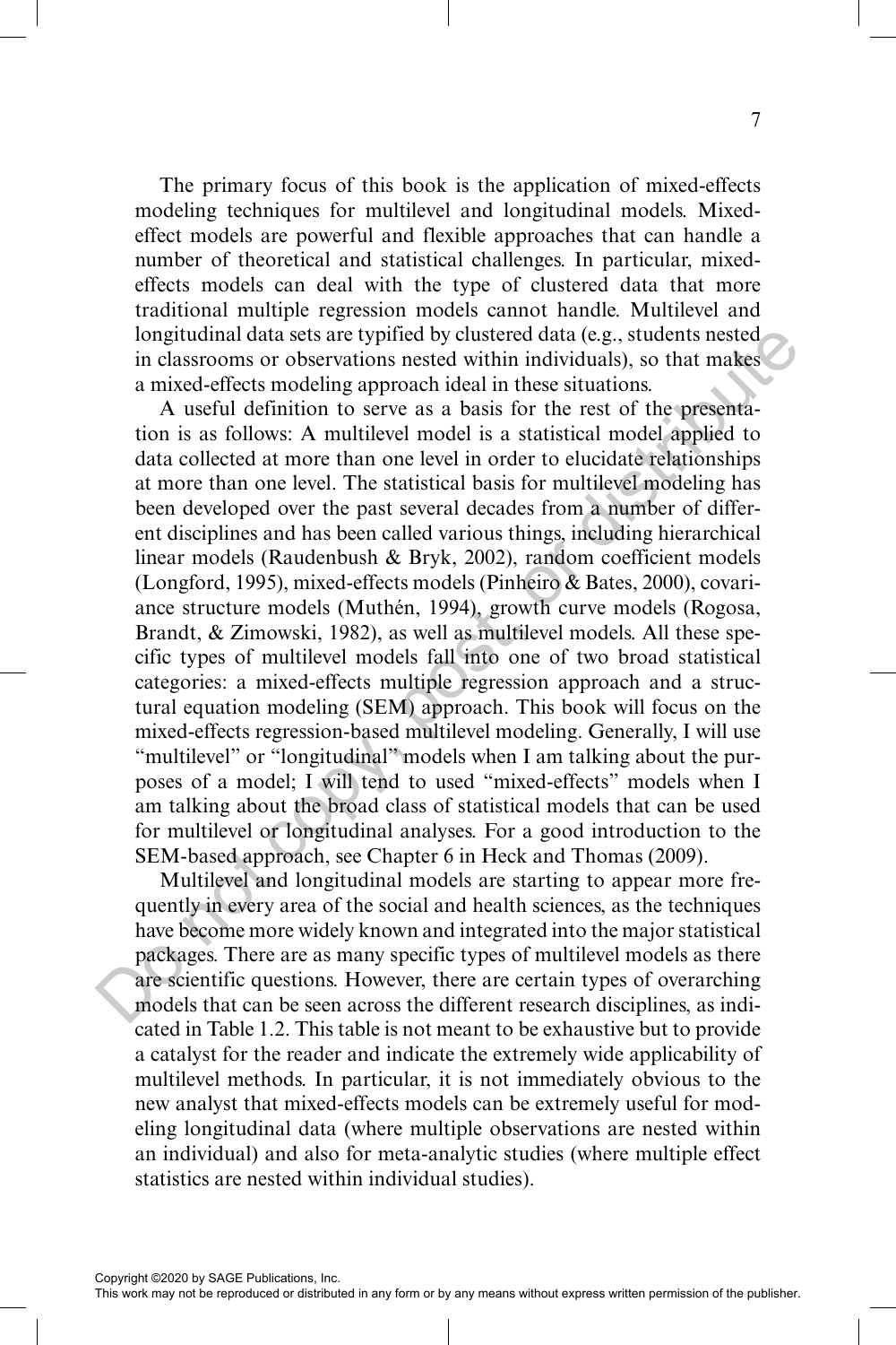The primary focus of this book is the application of mixed-effects modeling techniques for multilevel and longitudinal models. Mixed-effect models are powerful and flexible approaches that can handle a number of theoretical and statistical challenges. In particular, mixed-effects models can deal with the type of clustered data that more traditional multiple regression models cannot handle. Multilevel and longitudinal data sets are typified by clustered data (e.g., students nested in classrooms or observations nested within individuals), so that makes a mixed-effects modeling approach ideal in these situations.

A useful definition to serve as a basis for the rest of the presentation is as follows: A multilevel model is a statistical model applied to data collected at more than one level in order to elucidate relationships at more than one level. The statistical basis for multilevel modeling has been developed over the past several decades from a number of different disciplines and has been called various things, including hierarchical linear models (Raudenbush & Bryk, 2002), random coefficient models (Longford, 1995), mixed-effects models (Pinheiro & Bates, 2000), covariance structure models (Muthén, 1994), growth curve models (Rogosa, Brandt, & Zimowski, 1982), as well as multilevel models. All these specific types of multilevel models fall into one of two broad statistical categories: a mixed-effects multiple regression approach and a structural equation modeling (SEM) approach. This book will focus on the mixed-effects regression-based multilevel modeling. Generally, I will use "multilevel" or "longitudinal" models when I am talking about the purposes of a model; I will tend to used "mixed-effects" models when I am talking about the broad class of statistical models that can be used for multilevel or longitudinal analyses. For a good introduction to the SEM-based approach, see Chapter 6 in Heck and Thomas (2009).

Multilevel and longitudinal models are starting to appear more frequently in every area of the social and health sciences, as the techniques have become more widely known and integrated into the major statistical packages. There are as many specific types of multilevel models as there are scientific questions. However, there are certain types of overarching models that can be seen across the different research disciplines, as indicated in Table 1.2. This table is not meant to be exhaustive but to provide a catalyst for the reader and indicate the extremely wide applicability of multilevel methods. In particular, it is not immediately obvious to the new analyst that mixed-effects models can be extremely useful for modeling longitudinal data (where multiple observations are nested within an individual) and also for meta-analytic studies (where multiple effect statistics are nested within individual studies).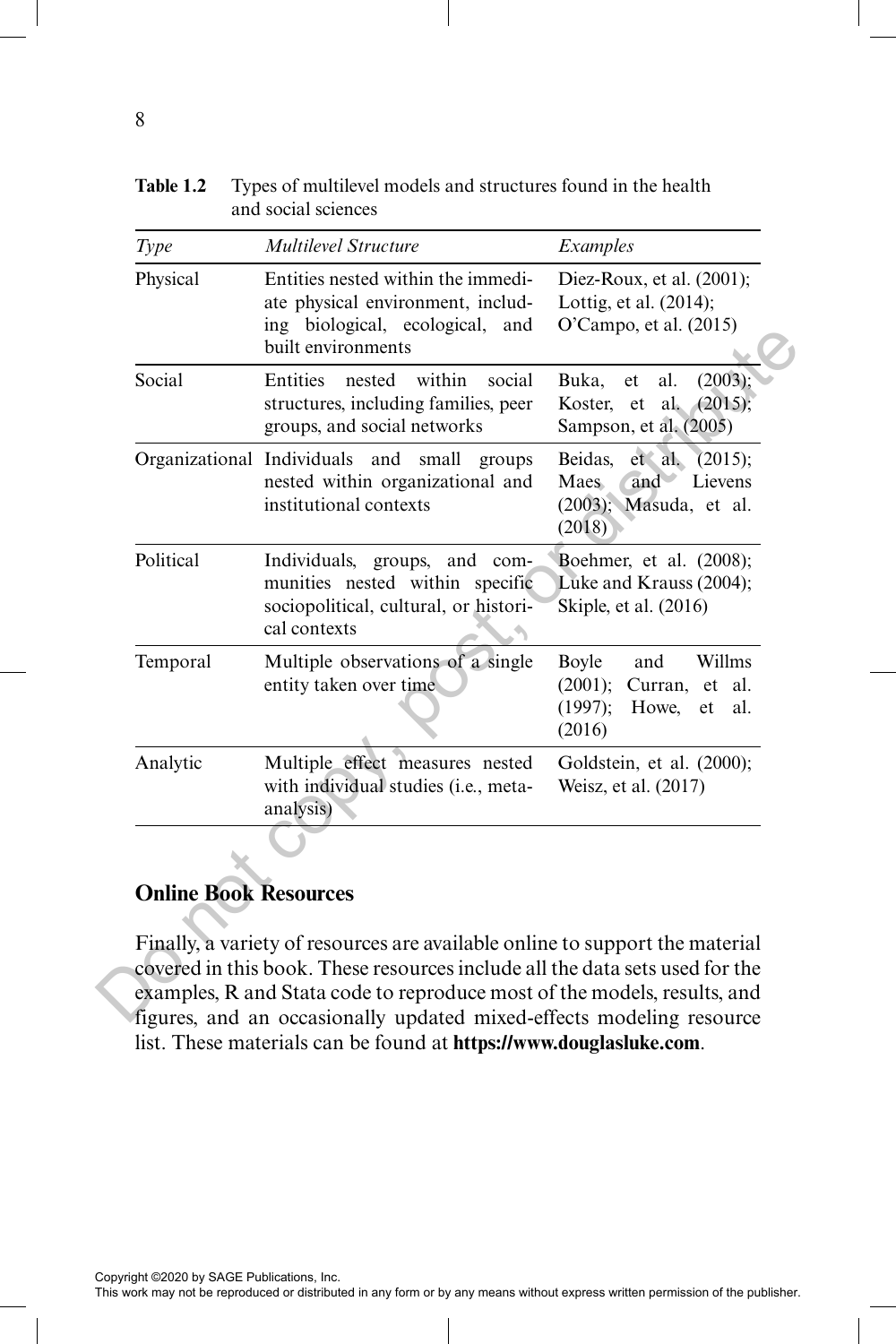**Table 1.2** Types of multilevel models and structures found in the health and social sciences

| *Type* | *Multilevel Structure* | *Examples* |
|---|---|---|
| Physical | Entities nested within the immediate physical environment, including biological, ecological, and built environments | Diez-Roux, et al. (2001); Lottig, et al. (2014); O'Campo, et al. (2015) |
| Social | Entities nested within social structures, including families, peer groups, and social networks | Buka, et al. (2003); Koster, et al. (2015); Sampson, et al. (2005) |
| Organizational | Individuals and small groups nested within organizational and institutional contexts | Beidas, et al. (2015); Maes and Lievens (2003); Masuda, et al. (2018) |
| Political | Individuals, groups, and communities nested within specific sociopolitical, cultural, or historical contexts | Boehmer, et al. (2008); Luke and Krauss (2004); Skiple, et al. (2016) |
| Temporal | Multiple observations of a single entity taken over time | Boyle and Willms (2001); Curran, et al. (1997); Howe, et al. (2016) |
| Analytic | Multiple effect measures nested with individual studies (i.e., meta-analysis) | Goldstein, et al. (2000); Weisz, et al. (2017) |

## Online Book Resources

Finally, a variety of resources are available online to support the material covered in this book. These resources include all the data sets used for the examples, R and Stata code to reproduce most of the models, results, and figures, and an occasionally updated mixed-effects modeling resource list. These materials can be found at **https://www.douglasluke.com**.